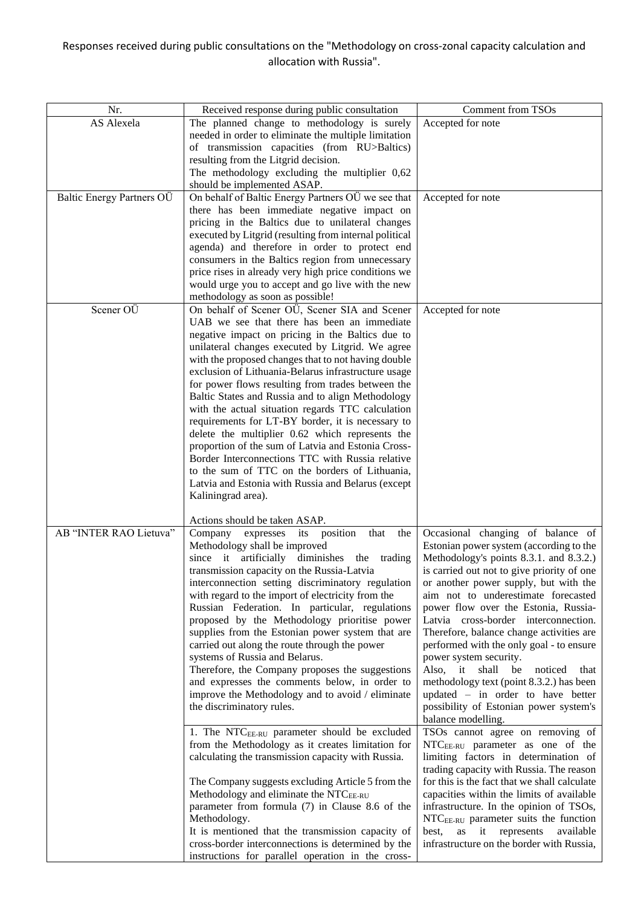Responses received during public consultations on the "Methodology on cross-zonal capacity calculation and allocation with Russia".

| Nr. | Received response during public consultation | Comment from TSOs |
|---|---|---|
| AS Alexela | The planned change to methodology is surely needed in order to eliminate the multiple limitation of transmission capacities (from RU>Baltics) resulting from the Litgrid decision.<br>The methodology excluding the multiplier 0,62 should be implemented ASAP. | Accepted for note |
| Baltic Energy Partners OÜ | On behalf of Baltic Energy Partners OÜ we see that there has been immediate negative impact on pricing in the Baltics due to unilateral changes executed by Litgrid (resulting from internal political agenda) and therefore in order to protect end consumers in the Baltics region from unnecessary price rises in already very high price conditions we would urge you to accept and go live with the new methodology as soon as possible! | Accepted for note |
| Scener OÜ | On behalf of Scener OÜ, Scener SIA and Scener UAB we see that there has been an immediate negative impact on pricing in the Baltics due to unilateral changes executed by Litgrid. We agree with the proposed changes that to not having double exclusion of Lithuania-Belarus infrastructure usage for power flows resulting from trades between the Baltic States and Russia and to align Methodology with the actual situation regards TTC calculation requirements for LT-BY border, it is necessary to delete the multiplier 0.62 which represents the proportion of the sum of Latvia and Estonia Cross-Border Interconnections TTC with Russia relative to the sum of TTC on the borders of Lithuania, Latvia and Estonia with Russia and Belarus (except Kaliningrad area).<br><br>Actions should be taken ASAP. | Accepted for note |
| AB "INTER RAO Lietuva" | Company expresses its position that the Methodology shall be improved since it artificially diminishes the trading transmission capacity on the Russia-Latvia interconnection setting discriminatory regulation with regard to the import of electricity from the Russian Federation. In particular, regulations proposed by the Methodology prioritise power supplies from the Estonian power system that are carried out along the route through the power systems of Russia and Belarus.<br>Therefore, the Company proposes the suggestions and expresses the comments below, in order to improve the Methodology and to avoid / eliminate the discriminatory rules. | Occasional changing of balance of Estonian power system (according to the Methodology's points 8.3.1. and 8.3.2.) is carried out not to give priority of one or another power supply, but with the aim not to underestimate forecasted power flow over the Estonia, Russia-Latvia cross-border interconnection. Therefore, balance change activities are performed with the only goal - to ensure power system security.<br>Also, it shall be noticed that methodology text (point 8.3.2.) has been updated – in order to have better possibility of Estonian power system's balance modelling. |
| | 1. The $NTC_{EE-RU}$ parameter should be excluded from the Methodology as it creates limitation for calculating the transmission capacity with Russia.<br><br>The Company suggests excluding Article 5 from the Methodology and eliminate the $NTC_{EE-RU}$ parameter from formula (7) in Clause 8.6 of the Methodology.<br>It is mentioned that the transmission capacity of cross-border interconnections is determined by the instructions for parallel operation in the cross- | TSOs cannot agree on removing of $NTC_{EE-RU}$ parameter as one of the limiting factors in determination of trading capacity with Russia. The reason for this is the fact that we shall calculate capacities within the limits of available infrastructure. In the opinion of TSOs, $NTC_{EE-RU}$ parameter suits the function best, as it represents available infrastructure on the border with Russia, |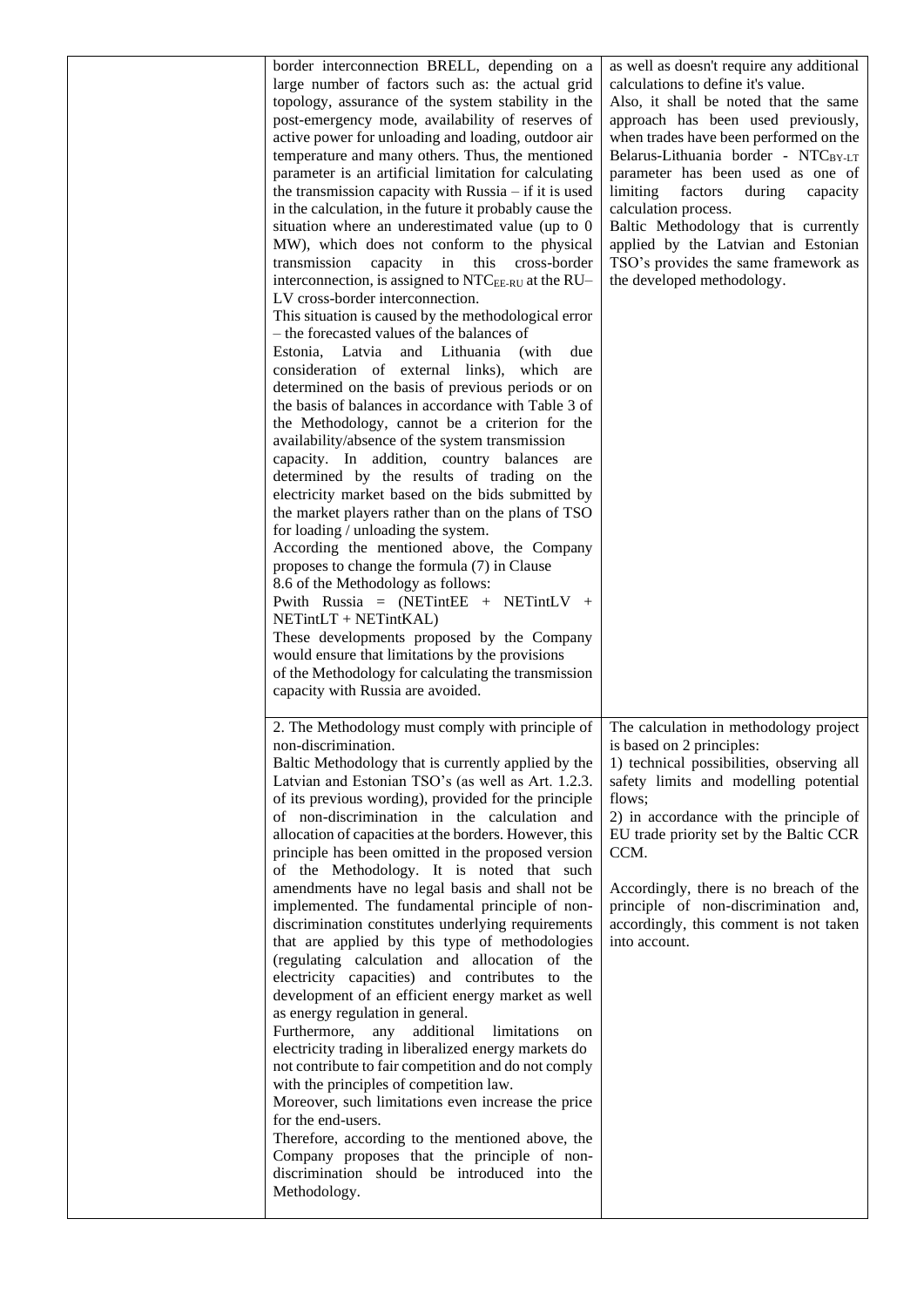| | | |
|---|---|---|
| | border interconnection BRELL, depending on a large number of factors such as: the actual grid topology, assurance of the system stability in the post-emergency mode, availability of reserves of active power for unloading and loading, outdoor air temperature and many others. Thus, the mentioned parameter is an artificial limitation for calculating the transmission capacity with Russia – if it is used in the calculation, in the future it probably cause the situation where an underestimated value (up to 0 MW), which does not conform to the physical transmission capacity in this cross-border interconnection, is assigned to $NTC_{EE-RU}$ at the RU–LV cross-border interconnection.<br>This situation is caused by the methodological error – the forecasted values of the balances of Estonia, Latvia and Lithuania (with due consideration of external links), which are determined on the basis of previous periods or on the basis of balances in accordance with Table 3 of the Methodology, cannot be a criterion for the availability/absence of the system transmission capacity. In addition, country balances are determined by the results of trading on the electricity market based on the bids submitted by the market players rather than on the plans of TSO for loading / unloading the system.<br>According the mentioned above, the Company proposes to change the formula (7) in Clause 8.6 of the Methodology as follows:<br>Pwith Russia = (NETintEE + NETintLV + NETintLT + NETintKAL)<br>These developments proposed by the Company would ensure that limitations by the provisions of the Methodology for calculating the transmission capacity with Russia are avoided. | as well as doesn't require any additional calculations to define it's value.<br>Also, it shall be noted that the same approach has been used previously, when trades have been performed on the Belarus-Lithuania border - $NTC_{BY-LT}$ parameter has been used as one of limiting factors during capacity calculation process.<br>Baltic Methodology that is currently applied by the Latvian and Estonian TSO's provides the same framework as the developed methodology. |
| | 2. The Methodology must comply with principle of non-discrimination.<br>Baltic Methodology that is currently applied by the Latvian and Estonian TSO's (as well as Art. 1.2.3. of its previous wording), provided for the principle of non-discrimination in the calculation and allocation of capacities at the borders. However, this principle has been omitted in the proposed version of the Methodology. It is noted that such amendments have no legal basis and shall not be implemented. The fundamental principle of non-discrimination constitutes underlying requirements that are applied by this type of methodologies (regulating calculation and allocation of the electricity capacities) and contributes to the development of an efficient energy market as well as energy regulation in general.<br>Furthermore, any additional limitations on electricity trading in liberalized energy markets do not contribute to fair competition and do not comply with the principles of competition law.<br>Moreover, such limitations even increase the price for the end-users.<br>Therefore, according to the mentioned above, the Company proposes that the principle of non-discrimination should be introduced into the Methodology. | The calculation in methodology project is based on 2 principles:<br>1) technical possibilities, observing all safety limits and modelling potential flows;<br>2) in accordance with the principle of EU trade priority set by the Baltic CCR CCM.<br><br>Accordingly, there is no breach of the principle of non-discrimination and, accordingly, this comment is not taken into account. |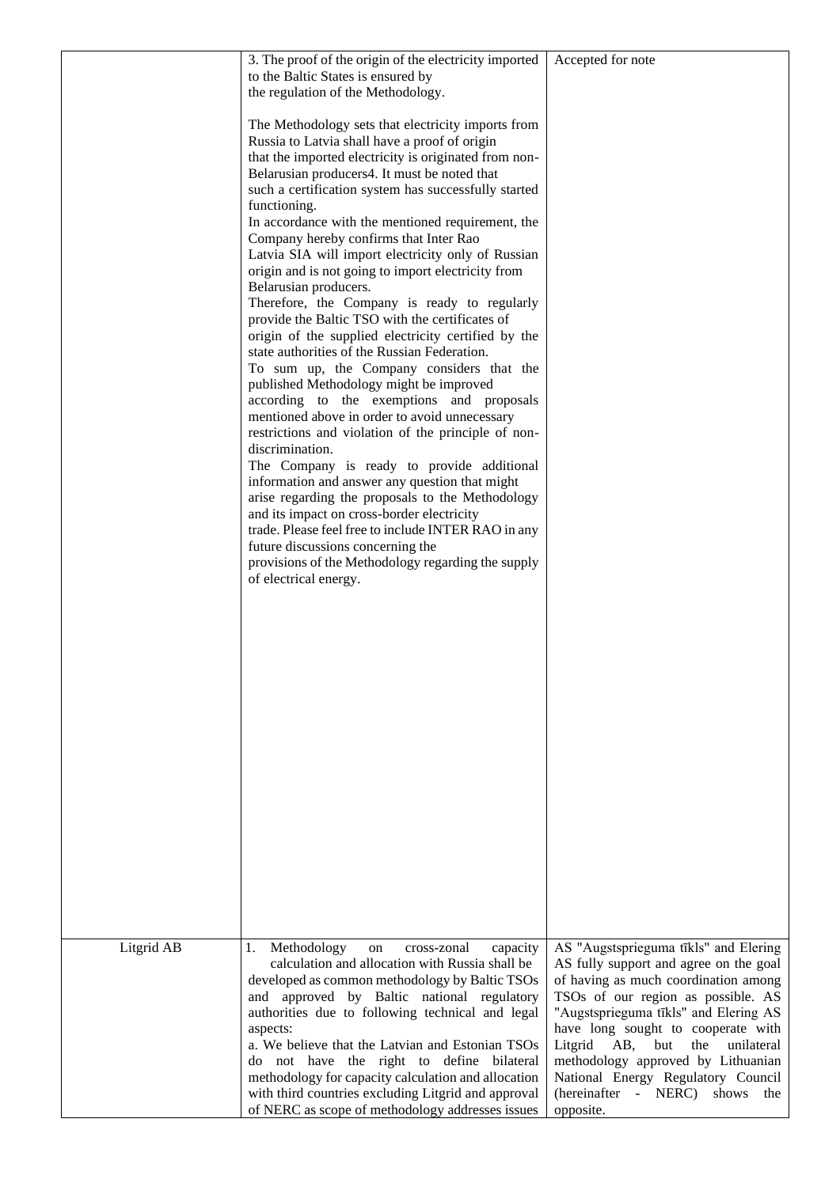| | | |
|---|---|---|
| | 3. The proof of the origin of the electricity imported to the Baltic States is ensured by the regulation of the Methodology.<br><br>The Methodology sets that electricity imports from Russia to Latvia shall have a proof of origin that the imported electricity is originated from non-Belarusian producers4. It must be noted that such a certification system has successfully started functioning.<br>In accordance with the mentioned requirement, the Company hereby confirms that Inter Rao Latvia SIA will import electricity only of Russian origin and is not going to import electricity from Belarusian producers.<br>Therefore, the Company is ready to regularly provide the Baltic TSO with the certificates of origin of the supplied electricity certified by the state authorities of the Russian Federation.<br>To sum up, the Company considers that the published Methodology might be improved according to the exemptions and proposals mentioned above in order to avoid unnecessary restrictions and violation of the principle of non-discrimination.<br>The Company is ready to provide additional information and answer any question that might arise regarding the proposals to the Methodology and its impact on cross-border electricity trade. Please feel free to include INTER RAO in any future discussions concerning the provisions of the Methodology regarding the supply of electrical energy. | Accepted for note |
| Litgrid AB | 1. Methodology on cross-zonal capacity calculation and allocation with Russia shall be developed as common methodology by Baltic TSOs and approved by Baltic national regulatory authorities due to following technical and legal aspects:<br>a. We believe that the Latvian and Estonian TSOs do not have the right to define bilateral methodology for capacity calculation and allocation with third countries excluding Litgrid and approval of NERC as scope of methodology addresses issues | AS "Augstsprieguma tīkls" and Elering AS fully support and agree on the goal of having as much coordination among TSOs of our region as possible. AS "Augstsprieguma tīkls" and Elering AS have long sought to cooperate with Litgrid AB, but the unilateral methodology approved by Lithuanian National Energy Regulatory Council (hereinafter - NERC) shows the opposite. |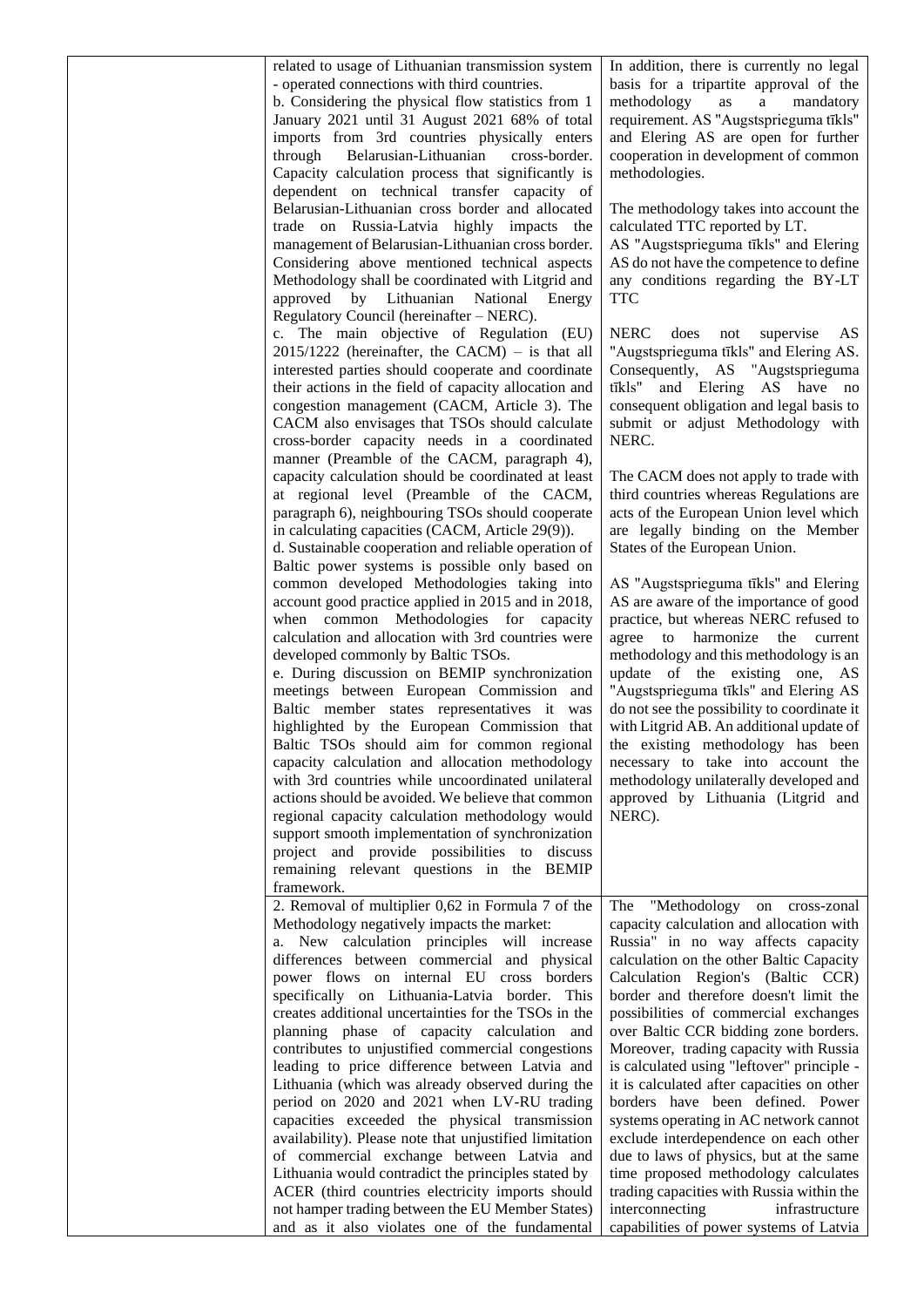| | | |
|---|---|---|
| | related to usage of Lithuanian transmission system - operated connections with third countries.<br>b. Considering the physical flow statistics from 1 January 2021 until 31 August 2021 68% of total imports from 3rd countries physically enters through Belarusian-Lithuanian cross-border. Capacity calculation process that significantly is dependent on technical transfer capacity of Belarusian-Lithuanian cross border and allocated trade on Russia-Latvia highly impacts the management of Belarusian-Lithuanian cross border. Considering above mentioned technical aspects Methodology shall be coordinated with Litgrid and approved by Lithuanian National Energy Regulatory Council (hereinafter – NERC).<br>c. The main objective of Regulation (EU) 2015/1222 (hereinafter, the CACM) – is that all interested parties should cooperate and coordinate their actions in the field of capacity allocation and congestion management (CACM, Article 3). The CACM also envisages that TSOs should calculate cross-border capacity needs in a coordinated manner (Preamble of the CACM, paragraph 4), capacity calculation should be coordinated at least at regional level (Preamble of the CACM, paragraph 6), neighbouring TSOs should cooperate in calculating capacities (CACM, Article 29(9)).<br>d. Sustainable cooperation and reliable operation of Baltic power systems is possible only based on common developed Methodologies taking into account good practice applied in 2015 and in 2018, when common Methodologies for capacity calculation and allocation with 3rd countries were developed commonly by Baltic TSOs.<br>e. During discussion on BEMIP synchronization meetings between European Commission and Baltic member states representatives it was highlighted by the European Commission that Baltic TSOs should aim for common regional capacity calculation and allocation methodology with 3rd countries while uncoordinated unilateral actions should be avoided. We believe that common regional capacity calculation methodology would support smooth implementation of synchronization project and provide possibilities to discuss remaining relevant questions in the BEMIP framework. | In addition, there is currently no legal basis for a tripartite approval of the methodology as a mandatory requirement. AS "Augstsprieguma tīkls" and Elering AS are open for further cooperation in development of common methodologies.<br><br>The methodology takes into account the calculated TTC reported by LT.<br>AS "Augstsprieguma tīkls" and Elering AS do not have the competence to define any conditions regarding the BY-LT TTC<br><br>NERC does not supervise AS "Augstsprieguma tīkls" and Elering AS. Consequently, AS "Augstsprieguma tīkls" and Elering AS have no consequent obligation and legal basis to submit or adjust Methodology with NERC.<br><br>The CACM does not apply to trade with third countries whereas Regulations are acts of the European Union level which are legally binding on the Member States of the European Union.<br><br>AS "Augstsprieguma tīkls" and Elering AS are aware of the importance of good practice, but whereas NERC refused to agree to harmonize the current methodology and this methodology is an update of the existing one, AS "Augstsprieguma tīkls" and Elering AS do not see the possibility to coordinate it with Litgrid AB. An additional update of the existing methodology has been necessary to take into account the methodology unilaterally developed and approved by Lithuania (Litgrid and NERC). |
| | 2. Removal of multiplier 0,62 in Formula 7 of the Methodology negatively impacts the market:<br>a. New calculation principles will increase differences between commercial and physical power flows on internal EU cross borders specifically on Lithuania-Latvia border. This creates additional uncertainties for the TSOs in the planning phase of capacity calculation and contributes to unjustified commercial congestions leading to price difference between Latvia and Lithuania (which was already observed during the period on 2020 and 2021 when LV-RU trading capacities exceeded the physical transmission availability). Please note that unjustified limitation of commercial exchange between Latvia and Lithuania would contradict the principles stated by ACER (third countries electricity imports should not hamper trading between the EU Member States) and as it also violates one of the fundamental | The "Methodology on cross-zonal capacity calculation and allocation with Russia" in no way affects capacity calculation on the other Baltic Capacity Calculation Region's (Baltic CCR) border and therefore doesn't limit the possibilities of commercial exchanges over Baltic CCR bidding zone borders. Moreover, trading capacity with Russia is calculated using "leftover" principle - it is calculated after capacities on other borders have been defined. Power systems operating in AC network cannot exclude interdependence on each other due to laws of physics, but at the same time proposed methodology calculates trading capacities with Russia within the interconnecting infrastructure capabilities of power systems of Latvia |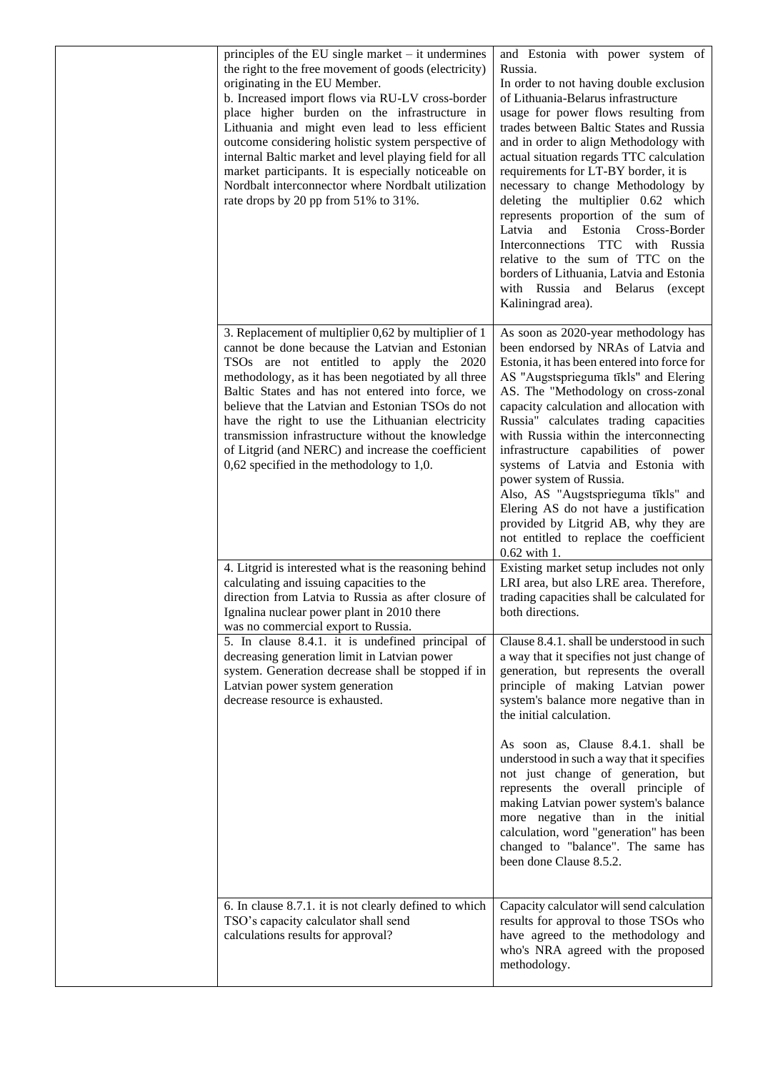| | | |
|---|---|---|
| | principles of the EU single market – it undermines the right to the free movement of goods (electricity) originating in the EU Member.<br>b. Increased import flows via RU-LV cross-border place higher burden on the infrastructure in Lithuania and might even lead to less efficient outcome considering holistic system perspective of internal Baltic market and level playing field for all market participants. It is especially noticeable on Nordbalt interconnector where Nordbalt utilization rate drops by 20 pp from 51% to 31%. | and Estonia with power system of Russia.<br>In order to not having double exclusion of Lithuania-Belarus infrastructure usage for power flows resulting from trades between Baltic States and Russia and in order to align Methodology with actual situation regards TTC calculation requirements for LT-BY border, it is necessary to change Methodology by deleting the multiplier 0.62 which represents proportion of the sum of Latvia and Estonia Cross-Border Interconnections TTC with Russia relative to the sum of TTC on the borders of Lithuania, Latvia and Estonia with Russia and Belarus (except Kaliningrad area). |
| | 3. Replacement of multiplier 0,62 by multiplier of 1 cannot be done because the Latvian and Estonian TSOs are not entitled to apply the 2020 methodology, as it has been negotiated by all three Baltic States and has not entered into force, we believe that the Latvian and Estonian TSOs do not have the right to use the Lithuanian electricity transmission infrastructure without the knowledge of Litgrid (and NERC) and increase the coefficient 0,62 specified in the methodology to 1,0. | As soon as 2020-year methodology has been endorsed by NRAs of Latvia and Estonia, it has been entered into force for AS "Augstsprieguma tīkls" and Elering AS. The "Methodology on cross-zonal capacity calculation and allocation with Russia" calculates trading capacities with Russia within the interconnecting infrastructure capabilities of power systems of Latvia and Estonia with power system of Russia.<br>Also, AS "Augstsprieguma tīkls" and Elering AS do not have a justification provided by Litgrid AB, why they are not entitled to replace the coefficient 0.62 with 1. |
| | 4. Litgrid is interested what is the reasoning behind calculating and issuing capacities to the direction from Latvia to Russia as after closure of Ignalina nuclear power plant in 2010 there was no commercial export to Russia. | Existing market setup includes not only LRI area, but also LRE area. Therefore, trading capacities shall be calculated for both directions. |
| | 5. In clause 8.4.1. it is undefined principal of decreasing generation limit in Latvian power system. Generation decrease shall be stopped if in Latvian power system generation decrease resource is exhausted. | Clause 8.4.1. shall be understood in such a way that it specifies not just change of generation, but represents the overall principle of making Latvian power system's balance more negative than in the initial calculation.<br><br>As soon as, Clause 8.4.1. shall be understood in such a way that it specifies not just change of generation, but represents the overall principle of making Latvian power system's balance more negative than in the initial calculation, word "generation" has been changed to "balance". The same has been done Clause 8.5.2. |
| | 6. In clause 8.7.1. it is not clearly defined to which TSO's capacity calculator shall send calculations results for approval? | Capacity calculator will send calculation results for approval to those TSOs who have agreed to the methodology and who's NRA agreed with the proposed methodology. |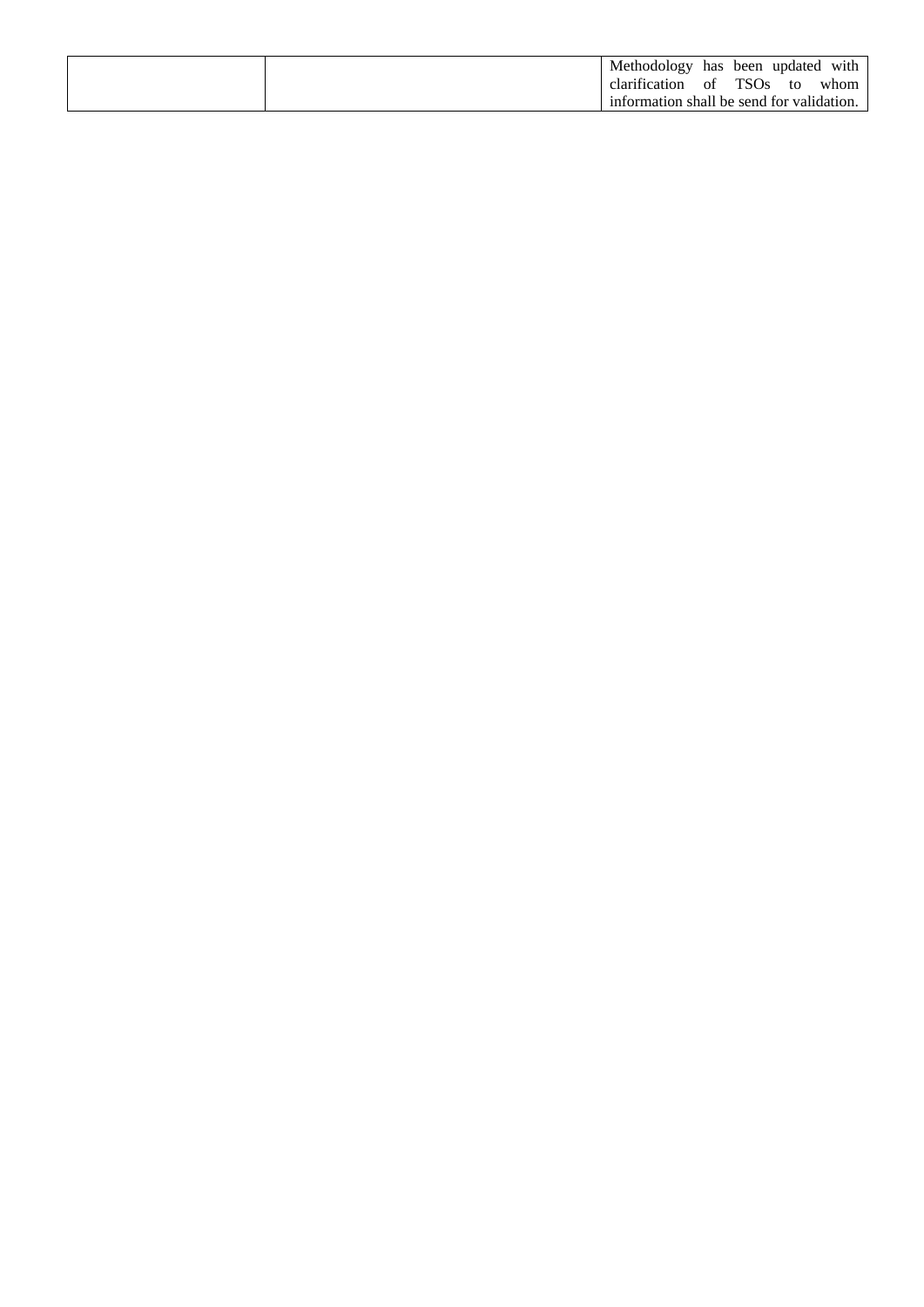| | | |
|---|---|---|
| | | Methodology has been updated with clarification of TSOs to whom information shall be send for validation. |